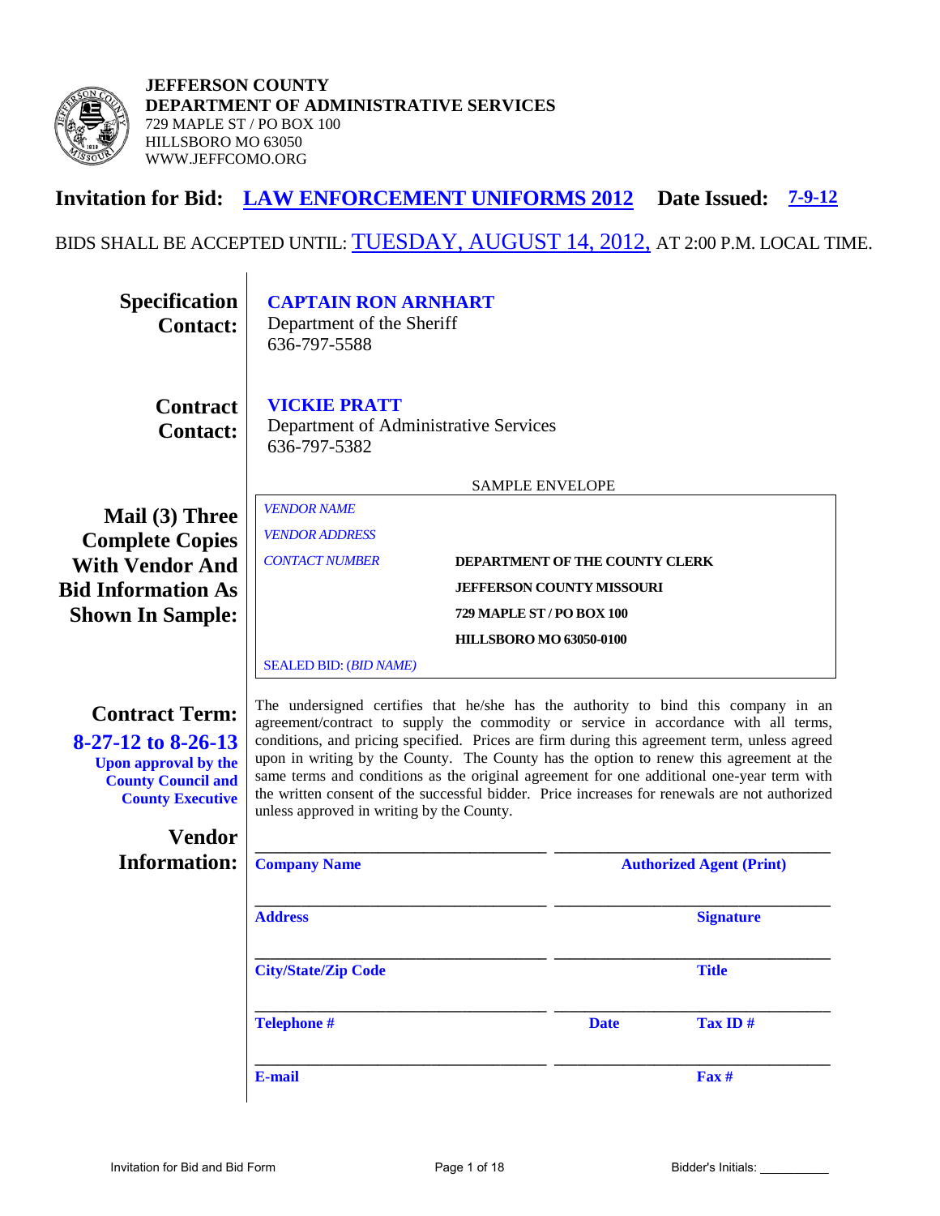**JEFFERSON COUNTY**
**DEPARTMENT OF ADMINISTRATIVE SERVICES**
729 MAPLE ST / PO BOX 100
HILLSBORO MO 63050
WWW.JEFFCOMO.ORG

# Invitation for Bid: LAW ENFORCEMENT UNIFORMS 2012 Date Issued: 7-9-12

BIDS SHALL BE ACCEPTED UNTIL: TUESDAY, AUGUST 14, 2012, AT 2:00 P.M. LOCAL TIME.

**Specification Contact:**
**CAPTAIN RON ARNHART**
Department of the Sheriff
636-797-5588

**Contract Contact:**
**VICKIE PRATT**
Department of Administrative Services
636-797-5382

**Mail (3) Three Complete Copies With Vendor And Bid Information As Shown In Sample:**

SAMPLE ENVELOPE

*VENDOR NAME*
*VENDOR ADDRESS*
*CONTACT NUMBER*

**DEPARTMENT OF THE COUNTY CLERK**
**JEFFERSON COUNTY MISSOURI**
**729 MAPLE ST / PO BOX 100**
**HILLSBORO MO 63050-0100**

SEALED BID: (*BID NAME*)

**Contract Term:**
**8-27-12 to 8-26-13**
**Upon approval by the County Council and County Executive**

The undersigned certifies that he/she has the authority to bind this company in an agreement/contract to supply the commodity or service in accordance with all terms, conditions, and pricing specified. Prices are firm during this agreement term, unless agreed upon in writing by the County. The County has the option to renew this agreement at the same terms and conditions as the original agreement for one additional one-year term with the written consent of the successful bidder. Price increases for renewals are not authorized unless approved in writing by the County.

**Vendor Information:**

| | |
|---|---|
| ______________________ **Company Name** | ______________________ **Authorized Agent (Print)** |
| ______________________ **Address** | ______________________ **Signature** |
| ______________________ **City/State/Zip Code** | ______________________ **Title** |
| ______________________ **Telephone #** | ______________________ **Date** **Tax ID #** |
| ______________________ **E-mail** | ______________________ **Fax #** |

Invitation for Bid and Bid Form

Bidder's Initials: __________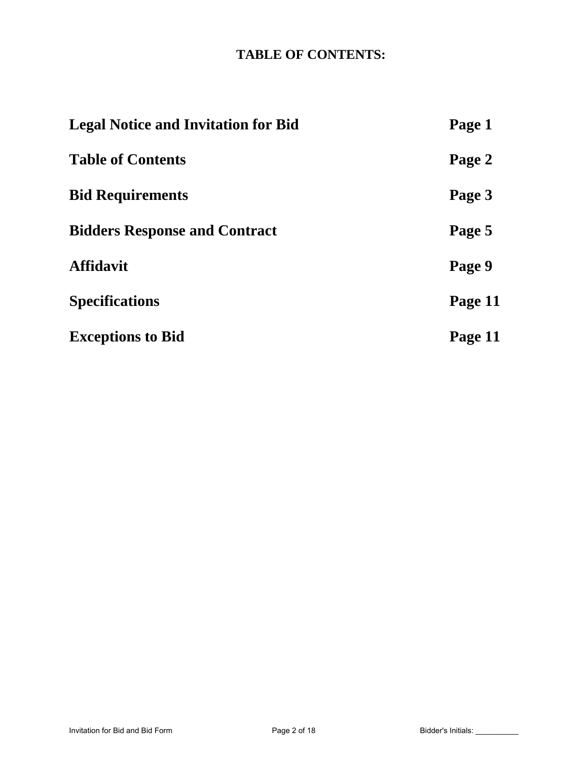# TABLE OF CONTENTS:

| | |
|---|---|
| **Legal Notice and Invitation for Bid** | **Page 1** |
| **Table of Contents** | **Page 2** |
| **Bid Requirements** | **Page 3** |
| **Bidders Response and Contract** | **Page 5** |
| **Affidavit** | **Page 9** |
| **Specifications** | **Page 11** |
| **Exceptions to Bid** | **Page 11** |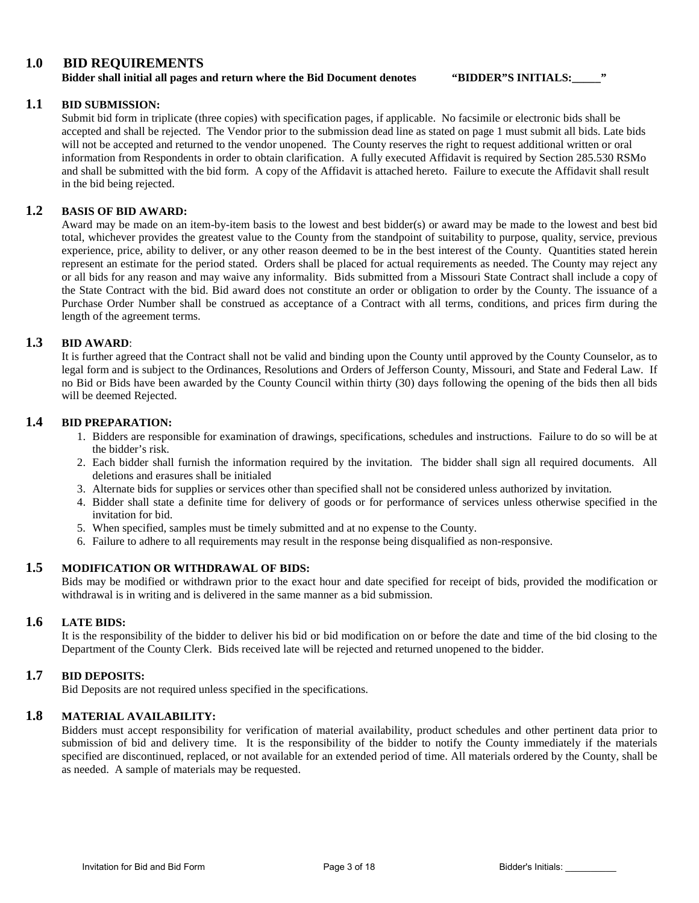## 1.0 BID REQUIREMENTS

**Bidder shall initial all pages and return where the Bid Document denotes "BIDDER"S INITIALS:_____"**

### 1.1 BID SUBMISSION:

Submit bid form in triplicate (three copies) with specification pages, if applicable. No facsimile or electronic bids shall be accepted and shall be rejected. The Vendor prior to the submission dead line as stated on page 1 must submit all bids. Late bids will not be accepted and returned to the vendor unopened. The County reserves the right to request additional written or oral information from Respondents in order to obtain clarification. A fully executed Affidavit is required by Section 285.530 RSMo and shall be submitted with the bid form. A copy of the Affidavit is attached hereto. Failure to execute the Affidavit shall result in the bid being rejected.

### 1.2 BASIS OF BID AWARD:

Award may be made on an item-by-item basis to the lowest and best bidder(s) or award may be made to the lowest and best bid total, whichever provides the greatest value to the County from the standpoint of suitability to purpose, quality, service, previous experience, price, ability to deliver, or any other reason deemed to be in the best interest of the County. Quantities stated herein represent an estimate for the period stated. Orders shall be placed for actual requirements as needed. The County may reject any or all bids for any reason and may waive any informality. Bids submitted from a Missouri State Contract shall include a copy of the State Contract with the bid. Bid award does not constitute an order or obligation to order by the County. The issuance of a Purchase Order Number shall be construed as acceptance of a Contract with all terms, conditions, and prices firm during the length of the agreement terms.

### 1.3 BID AWARD:

It is further agreed that the Contract shall not be valid and binding upon the County until approved by the County Counselor, as to legal form and is subject to the Ordinances, Resolutions and Orders of Jefferson County, Missouri, and State and Federal Law. If no Bid or Bids have been awarded by the County Council within thirty (30) days following the opening of the bids then all bids will be deemed Rejected.

### 1.4 BID PREPARATION:

1. Bidders are responsible for examination of drawings, specifications, schedules and instructions. Failure to do so will be at the bidder's risk.
2. Each bidder shall furnish the information required by the invitation. The bidder shall sign all required documents. All deletions and erasures shall be initialed
3. Alternate bids for supplies or services other than specified shall not be considered unless authorized by invitation.
4. Bidder shall state a definite time for delivery of goods or for performance of services unless otherwise specified in the invitation for bid.
5. When specified, samples must be timely submitted and at no expense to the County.
6. Failure to adhere to all requirements may result in the response being disqualified as non-responsive.

### 1.5 MODIFICATION OR WITHDRAWAL OF BIDS:

Bids may be modified or withdrawn prior to the exact hour and date specified for receipt of bids, provided the modification or withdrawal is in writing and is delivered in the same manner as a bid submission.

### 1.6 LATE BIDS:

It is the responsibility of the bidder to deliver his bid or bid modification on or before the date and time of the bid closing to the Department of the County Clerk. Bids received late will be rejected and returned unopened to the bidder.

### 1.7 BID DEPOSITS:

Bid Deposits are not required unless specified in the specifications.

### 1.8 MATERIAL AVAILABILITY:

Bidders must accept responsibility for verification of material availability, product schedules and other pertinent data prior to submission of bid and delivery time. It is the responsibility of the bidder to notify the County immediately if the materials specified are discontinued, replaced, or not available for an extended period of time. All materials ordered by the County, shall be as needed. A sample of materials may be requested.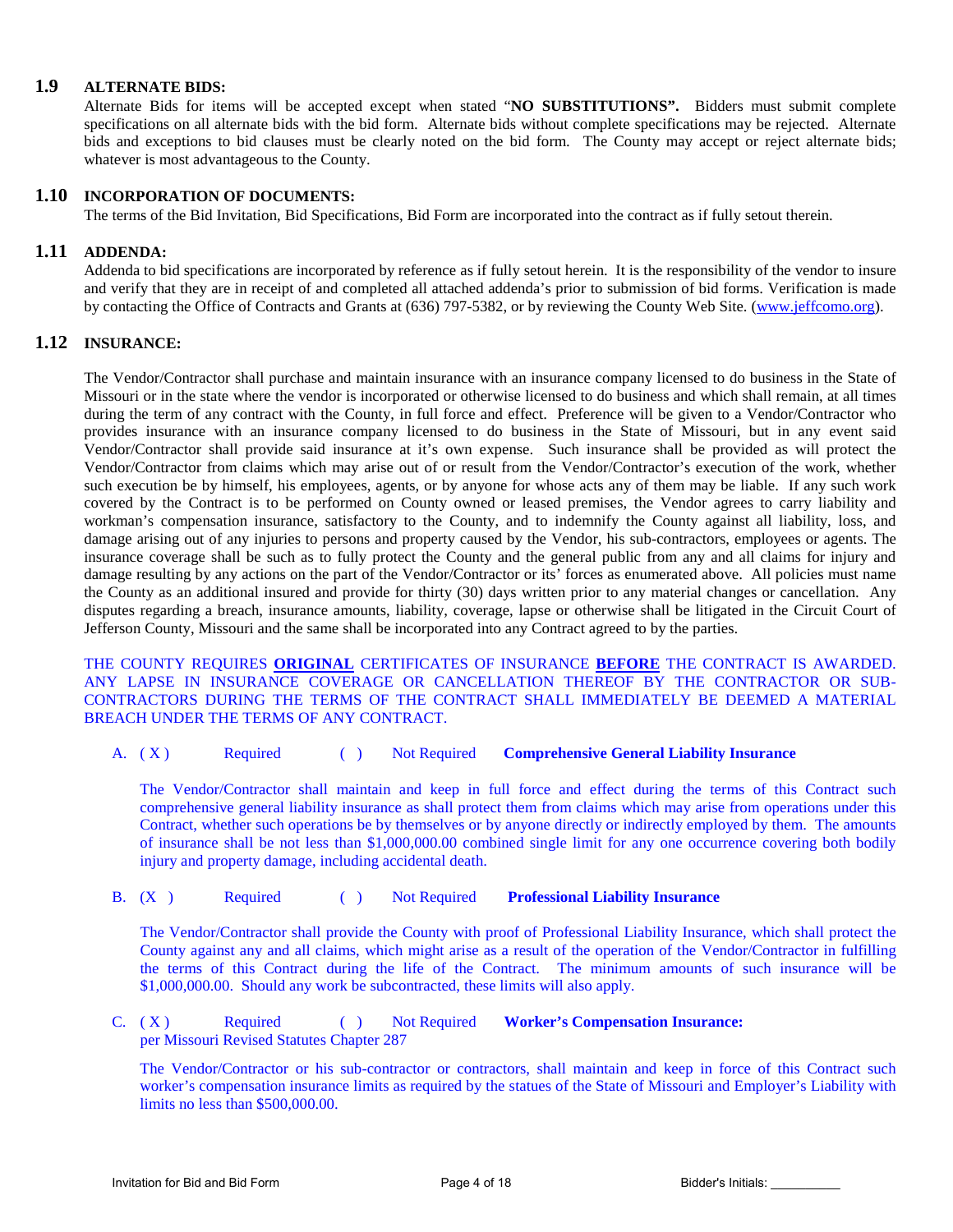## 1.9 ALTERNATE BIDS:

Alternate Bids for items will be accepted except when stated "**NO SUBSTITUTIONS".** Bidders must submit complete specifications on all alternate bids with the bid form. Alternate bids without complete specifications may be rejected. Alternate bids and exceptions to bid clauses must be clearly noted on the bid form. The County may accept or reject alternate bids; whatever is most advantageous to the County.

## 1.10 INCORPORATION OF DOCUMENTS:

The terms of the Bid Invitation, Bid Specifications, Bid Form are incorporated into the contract as if fully setout therein.

## 1.11 ADDENDA:

Addenda to bid specifications are incorporated by reference as if fully setout herein. It is the responsibility of the vendor to insure and verify that they are in receipt of and completed all attached addenda's prior to submission of bid forms. Verification is made by contacting the Office of Contracts and Grants at (636) 797-5382, or by reviewing the County Web Site. (www.jeffcomo.org).

## 1.12 INSURANCE:

The Vendor/Contractor shall purchase and maintain insurance with an insurance company licensed to do business in the State of Missouri or in the state where the vendor is incorporated or otherwise licensed to do business and which shall remain, at all times during the term of any contract with the County, in full force and effect. Preference will be given to a Vendor/Contractor who provides insurance with an insurance company licensed to do business in the State of Missouri, but in any event said Vendor/Contractor shall provide said insurance at it's own expense. Such insurance shall be provided as will protect the Vendor/Contractor from claims which may arise out of or result from the Vendor/Contractor's execution of the work, whether such execution be by himself, his employees, agents, or by anyone for whose acts any of them may be liable. If any such work covered by the Contract is to be performed on County owned or leased premises, the Vendor agrees to carry liability and workman's compensation insurance, satisfactory to the County, and to indemnify the County against all liability, loss, and damage arising out of any injuries to persons and property caused by the Vendor, his sub-contractors, employees or agents. The insurance coverage shall be such as to fully protect the County and the general public from any and all claims for injury and damage resulting by any actions on the part of the Vendor/Contractor or its' forces as enumerated above. All policies must name the County as an additional insured and provide for thirty (30) days written prior to any material changes or cancellation. Any disputes regarding a breach, insurance amounts, liability, coverage, lapse or otherwise shall be litigated in the Circuit Court of Jefferson County, Missouri and the same shall be incorporated into any Contract agreed to by the parties.

THE COUNTY REQUIRES **ORIGINAL** CERTIFICATES OF INSURANCE **BEFORE** THE CONTRACT IS AWARDED. ANY LAPSE IN INSURANCE COVERAGE OR CANCELLATION THEREOF BY THE CONTRACTOR OR SUB-CONTRACTORS DURING THE TERMS OF THE CONTRACT SHALL IMMEDIATELY BE DEEMED A MATERIAL BREACH UNDER THE TERMS OF ANY CONTRACT.

A. ( X ) Required ( ) Not Required **Comprehensive General Liability Insurance**

The Vendor/Contractor shall maintain and keep in full force and effect during the terms of this Contract such comprehensive general liability insurance as shall protect them from claims which may arise from operations under this Contract, whether such operations be by themselves or by anyone directly or indirectly employed by them. The amounts of insurance shall be not less than $1,000,000.00 combined single limit for any one occurrence covering both bodily injury and property damage, including accidental death.

B. (X ) Required ( ) Not Required **Professional Liability Insurance**

The Vendor/Contractor shall provide the County with proof of Professional Liability Insurance, which shall protect the County against any and all claims, which might arise as a result of the operation of the Vendor/Contractor in fulfilling the terms of this Contract during the life of the Contract. The minimum amounts of such insurance will be $1,000,000.00. Should any work be subcontracted, these limits will also apply.

C. ( X ) Required ( ) Not Required **Worker's Compensation Insurance:**
per Missouri Revised Statutes Chapter 287

The Vendor/Contractor or his sub-contractor or contractors, shall maintain and keep in force of this Contract such worker's compensation insurance limits as required by the statues of the State of Missouri and Employer's Liability with limits no less than $500,000.00.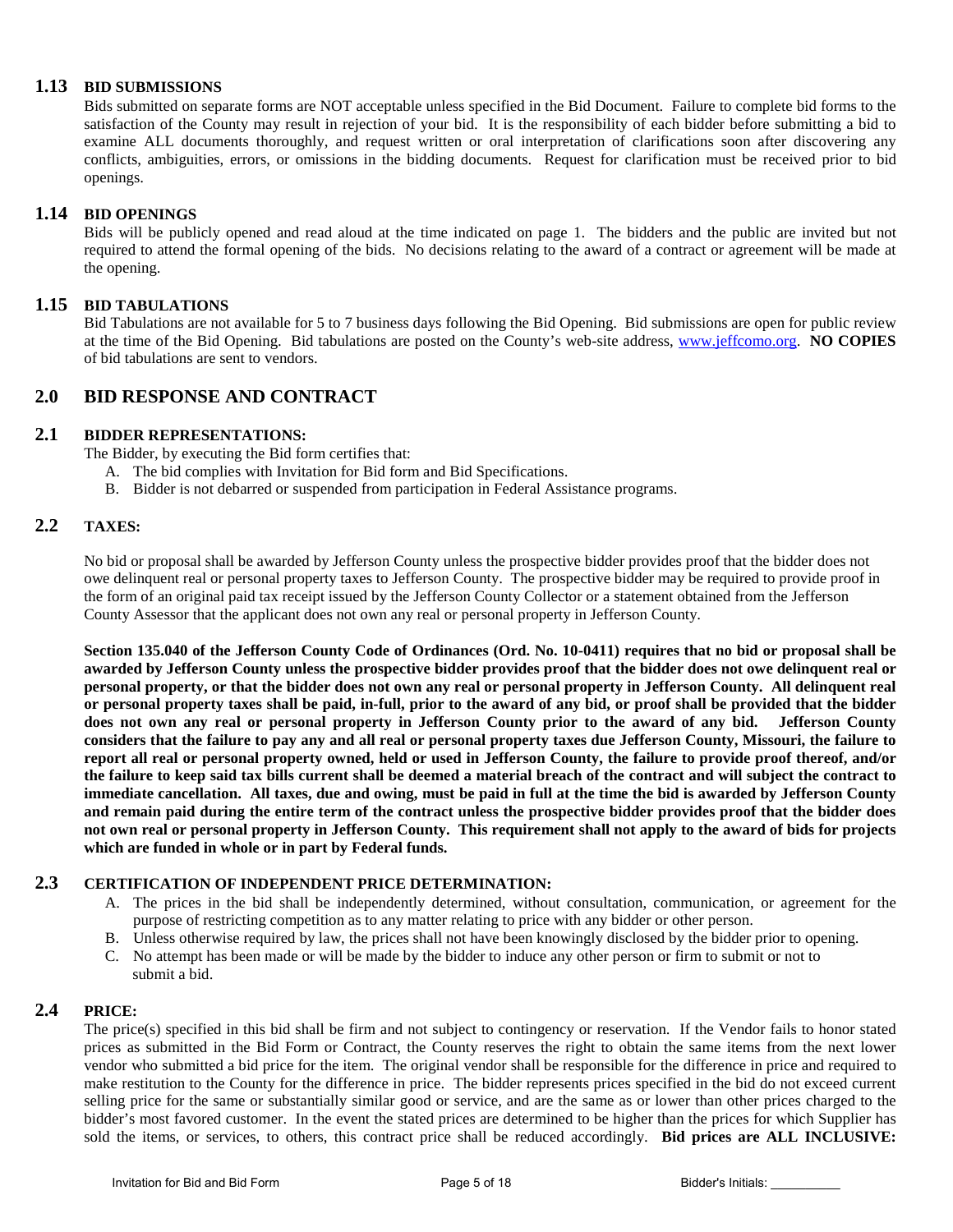### 1.13 BID SUBMISSIONS

Bids submitted on separate forms are NOT acceptable unless specified in the Bid Document. Failure to complete bid forms to the satisfaction of the County may result in rejection of your bid. It is the responsibility of each bidder before submitting a bid to examine ALL documents thoroughly, and request written or oral interpretation of clarifications soon after discovering any conflicts, ambiguities, errors, or omissions in the bidding documents. Request for clarification must be received prior to bid openings.

### 1.14 BID OPENINGS

Bids will be publicly opened and read aloud at the time indicated on page 1. The bidders and the public are invited but not required to attend the formal opening of the bids. No decisions relating to the award of a contract or agreement will be made at the opening.

### 1.15 BID TABULATIONS

Bid Tabulations are not available for 5 to 7 business days following the Bid Opening. Bid submissions are open for public review at the time of the Bid Opening. Bid tabulations are posted on the County's web-site address, www.jeffcomo.org. **NO COPIES** of bid tabulations are sent to vendors.

## 2.0 BID RESPONSE AND CONTRACT

### 2.1 BIDDER REPRESENTATIONS:

The Bidder, by executing the Bid form certifies that:

A. The bid complies with Invitation for Bid form and Bid Specifications.
B. Bidder is not debarred or suspended from participation in Federal Assistance programs.

### 2.2 TAXES:

No bid or proposal shall be awarded by Jefferson County unless the prospective bidder provides proof that the bidder does not owe delinquent real or personal property taxes to Jefferson County. The prospective bidder may be required to provide proof in the form of an original paid tax receipt issued by the Jefferson County Collector or a statement obtained from the Jefferson County Assessor that the applicant does not own any real or personal property in Jefferson County.

**Section 135.040 of the Jefferson County Code of Ordinances (Ord. No. 10-0411) requires that no bid or proposal shall be awarded by Jefferson County unless the prospective bidder provides proof that the bidder does not owe delinquent real or personal property, or that the bidder does not own any real or personal property in Jefferson County. All delinquent real or personal property taxes shall be paid, in-full, prior to the award of any bid, or proof shall be provided that the bidder does not own any real or personal property in Jefferson County prior to the award of any bid. Jefferson County considers that the failure to pay any and all real or personal property taxes due Jefferson County, Missouri, the failure to report all real or personal property owned, held or used in Jefferson County, the failure to provide proof thereof, and/or the failure to keep said tax bills current shall be deemed a material breach of the contract and will subject the contract to immediate cancellation. All taxes, due and owing, must be paid in full at the time the bid is awarded by Jefferson County and remain paid during the entire term of the contract unless the prospective bidder provides proof that the bidder does not own real or personal property in Jefferson County. This requirement shall not apply to the award of bids for projects which are funded in whole or in part by Federal funds.**

### 2.3 CERTIFICATION OF INDEPENDENT PRICE DETERMINATION:

A. The prices in the bid shall be independently determined, without consultation, communication, or agreement for the purpose of restricting competition as to any matter relating to price with any bidder or other person.
B. Unless otherwise required by law, the prices shall not have been knowingly disclosed by the bidder prior to opening.
C. No attempt has been made or will be made by the bidder to induce any other person or firm to submit or not to submit a bid.

### 2.4 PRICE:

The price(s) specified in this bid shall be firm and not subject to contingency or reservation. If the Vendor fails to honor stated prices as submitted in the Bid Form or Contract, the County reserves the right to obtain the same items from the next lower vendor who submitted a bid price for the item. The original vendor shall be responsible for the difference in price and required to make restitution to the County for the difference in price. The bidder represents prices specified in the bid do not exceed current selling price for the same or substantially similar good or service, and are the same as or lower than other prices charged to the bidder's most favored customer. In the event the stated prices are determined to be higher than the prices for which Supplier has sold the items, or services, to others, this contract price shall be reduced accordingly. **Bid prices are ALL INCLUSIVE:**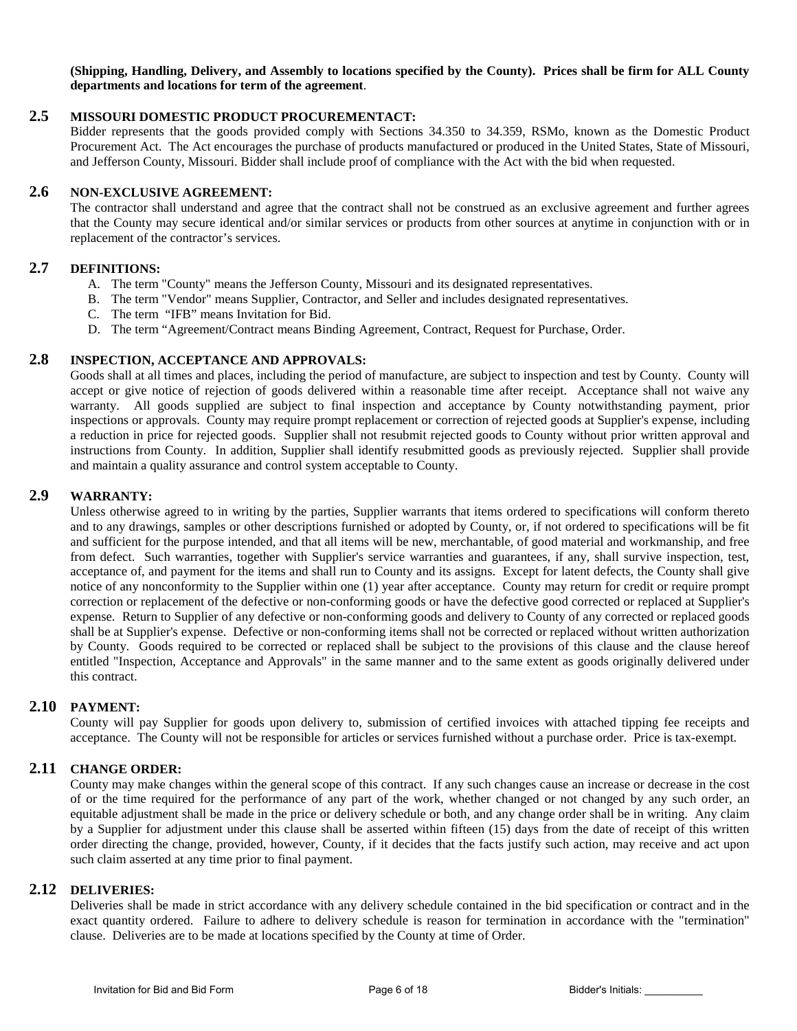**(Shipping, Handling, Delivery, and Assembly to locations specified by the County). Prices shall be firm for ALL County departments and locations for term of the agreement**.

## 2.5 MISSOURI DOMESTIC PRODUCT PROCUREMENTACT:

Bidder represents that the goods provided comply with Sections 34.350 to 34.359, RSMo, known as the Domestic Product Procurement Act. The Act encourages the purchase of products manufactured or produced in the United States, State of Missouri, and Jefferson County, Missouri. Bidder shall include proof of compliance with the Act with the bid when requested.

## 2.6 NON-EXCLUSIVE AGREEMENT:

The contractor shall understand and agree that the contract shall not be construed as an exclusive agreement and further agrees that the County may secure identical and/or similar services or products from other sources at anytime in conjunction with or in replacement of the contractor's services.

## 2.7 DEFINITIONS:

A. The term "County" means the Jefferson County, Missouri and its designated representatives.
B. The term "Vendor" means Supplier, Contractor, and Seller and includes designated representatives.
C. The term "IFB" means Invitation for Bid.
D. The term "Agreement/Contract means Binding Agreement, Contract, Request for Purchase, Order.

## 2.8 INSPECTION, ACCEPTANCE AND APPROVALS:

Goods shall at all times and places, including the period of manufacture, are subject to inspection and test by County. County will accept or give notice of rejection of goods delivered within a reasonable time after receipt. Acceptance shall not waive any warranty. All goods supplied are subject to final inspection and acceptance by County notwithstanding payment, prior inspections or approvals. County may require prompt replacement or correction of rejected goods at Supplier's expense, including a reduction in price for rejected goods. Supplier shall not resubmit rejected goods to County without prior written approval and instructions from County. In addition, Supplier shall identify resubmitted goods as previously rejected. Supplier shall provide and maintain a quality assurance and control system acceptable to County.

## 2.9 WARRANTY:

Unless otherwise agreed to in writing by the parties, Supplier warrants that items ordered to specifications will conform thereto and to any drawings, samples or other descriptions furnished or adopted by County, or, if not ordered to specifications will be fit and sufficient for the purpose intended, and that all items will be new, merchantable, of good material and workmanship, and free from defect. Such warranties, together with Supplier's service warranties and guarantees, if any, shall survive inspection, test, acceptance of, and payment for the items and shall run to County and its assigns. Except for latent defects, the County shall give notice of any nonconformity to the Supplier within one (1) year after acceptance. County may return for credit or require prompt correction or replacement of the defective or non-conforming goods or have the defective good corrected or replaced at Supplier's expense. Return to Supplier of any defective or non-conforming goods and delivery to County of any corrected or replaced goods shall be at Supplier's expense. Defective or non-conforming items shall not be corrected or replaced without written authorization by County. Goods required to be corrected or replaced shall be subject to the provisions of this clause and the clause hereof entitled "Inspection, Acceptance and Approvals" in the same manner and to the same extent as goods originally delivered under this contract.

## 2.10 PAYMENT:

County will pay Supplier for goods upon delivery to, submission of certified invoices with attached tipping fee receipts and acceptance. The County will not be responsible for articles or services furnished without a purchase order. Price is tax-exempt.

## 2.11 CHANGE ORDER:

County may make changes within the general scope of this contract. If any such changes cause an increase or decrease in the cost of or the time required for the performance of any part of the work, whether changed or not changed by any such order, an equitable adjustment shall be made in the price or delivery schedule or both, and any change order shall be in writing. Any claim by a Supplier for adjustment under this clause shall be asserted within fifteen (15) days from the date of receipt of this written order directing the change, provided, however, County, if it decides that the facts justify such action, may receive and act upon such claim asserted at any time prior to final payment.

## 2.12 DELIVERIES:

Deliveries shall be made in strict accordance with any delivery schedule contained in the bid specification or contract and in the exact quantity ordered. Failure to adhere to delivery schedule is reason for termination in accordance with the "termination" clause. Deliveries are to be made at locations specified by the County at time of Order.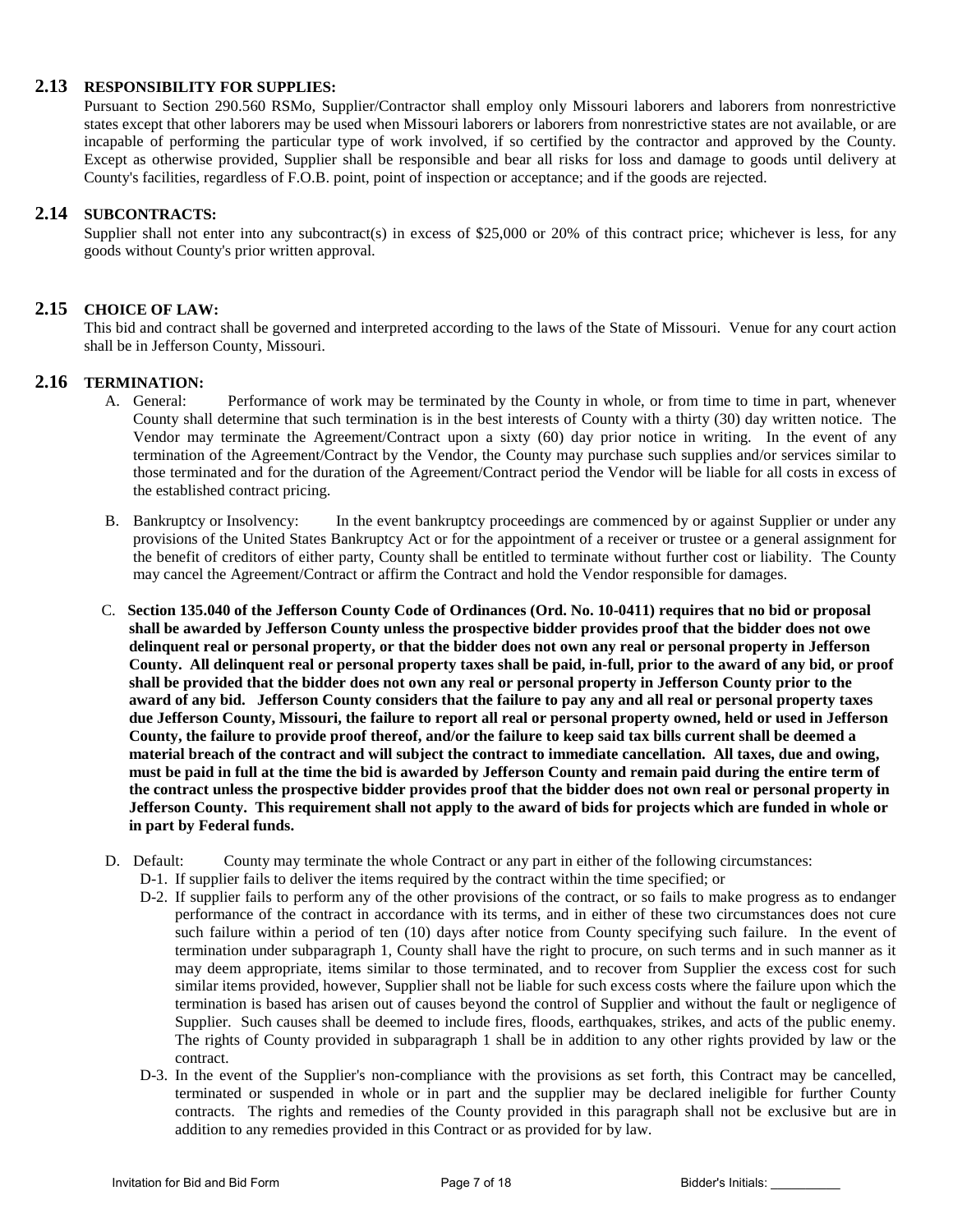## 2.13 RESPONSIBILITY FOR SUPPLIES:

Pursuant to Section 290.560 RSMo, Supplier/Contractor shall employ only Missouri laborers and laborers from nonrestrictive states except that other laborers may be used when Missouri laborers or laborers from nonrestrictive states are not available, or are incapable of performing the particular type of work involved, if so certified by the contractor and approved by the County. Except as otherwise provided, Supplier shall be responsible and bear all risks for loss and damage to goods until delivery at County's facilities, regardless of F.O.B. point, point of inspection or acceptance; and if the goods are rejected.

## 2.14 SUBCONTRACTS:

Supplier shall not enter into any subcontract(s) in excess of $25,000 or 20% of this contract price; whichever is less, for any goods without County's prior written approval.

## 2.15 CHOICE OF LAW:

This bid and contract shall be governed and interpreted according to the laws of the State of Missouri. Venue for any court action shall be in Jefferson County, Missouri.

## 2.16 TERMINATION:

A. General: Performance of work may be terminated by the County in whole, or from time to time in part, whenever County shall determine that such termination is in the best interests of County with a thirty (30) day written notice. The Vendor may terminate the Agreement/Contract upon a sixty (60) day prior notice in writing. In the event of any termination of the Agreement/Contract by the Vendor, the County may purchase such supplies and/or services similar to those terminated and for the duration of the Agreement/Contract period the Vendor will be liable for all costs in excess of the established contract pricing.

B. Bankruptcy or Insolvency: In the event bankruptcy proceedings are commenced by or against Supplier or under any provisions of the United States Bankruptcy Act or for the appointment of a receiver or trustee or a general assignment for the benefit of creditors of either party, County shall be entitled to terminate without further cost or liability. The County may cancel the Agreement/Contract or affirm the Contract and hold the Vendor responsible for damages.

C. **Section 135.040 of the Jefferson County Code of Ordinances (Ord. No. 10-0411) requires that no bid or proposal shall be awarded by Jefferson County unless the prospective bidder provides proof that the bidder does not owe delinquent real or personal property, or that the bidder does not own any real or personal property in Jefferson County. All delinquent real or personal property taxes shall be paid, in-full, prior to the award of any bid, or proof shall be provided that the bidder does not own any real or personal property in Jefferson County prior to the award of any bid. Jefferson County considers that the failure to pay any and all real or personal property taxes due Jefferson County, Missouri, the failure to report all real or personal property owned, held or used in Jefferson County, the failure to provide proof thereof, and/or the failure to keep said tax bills current shall be deemed a material breach of the contract and will subject the contract to immediate cancellation. All taxes, due and owing, must be paid in full at the time the bid is awarded by Jefferson County and remain paid during the entire term of the contract unless the prospective bidder provides proof that the bidder does not own real or personal property in Jefferson County. This requirement shall not apply to the award of bids for projects which are funded in whole or in part by Federal funds.**

D. Default: County may terminate the whole Contract or any part in either of the following circumstances:

D-1. If supplier fails to deliver the items required by the contract within the time specified; or

D-2. If supplier fails to perform any of the other provisions of the contract, or so fails to make progress as to endanger performance of the contract in accordance with its terms, and in either of these two circumstances does not cure such failure within a period of ten (10) days after notice from County specifying such failure. In the event of termination under subparagraph 1, County shall have the right to procure, on such terms and in such manner as it may deem appropriate, items similar to those terminated, and to recover from Supplier the excess cost for such similar items provided, however, Supplier shall not be liable for such excess costs where the failure upon which the termination is based has arisen out of causes beyond the control of Supplier and without the fault or negligence of Supplier. Such causes shall be deemed to include fires, floods, earthquakes, strikes, and acts of the public enemy. The rights of County provided in subparagraph 1 shall be in addition to any other rights provided by law or the contract.

D-3. In the event of the Supplier's non-compliance with the provisions as set forth, this Contract may be cancelled, terminated or suspended in whole or in part and the supplier may be declared ineligible for further County contracts. The rights and remedies of the County provided in this paragraph shall not be exclusive but are in addition to any remedies provided in this Contract or as provided for by law.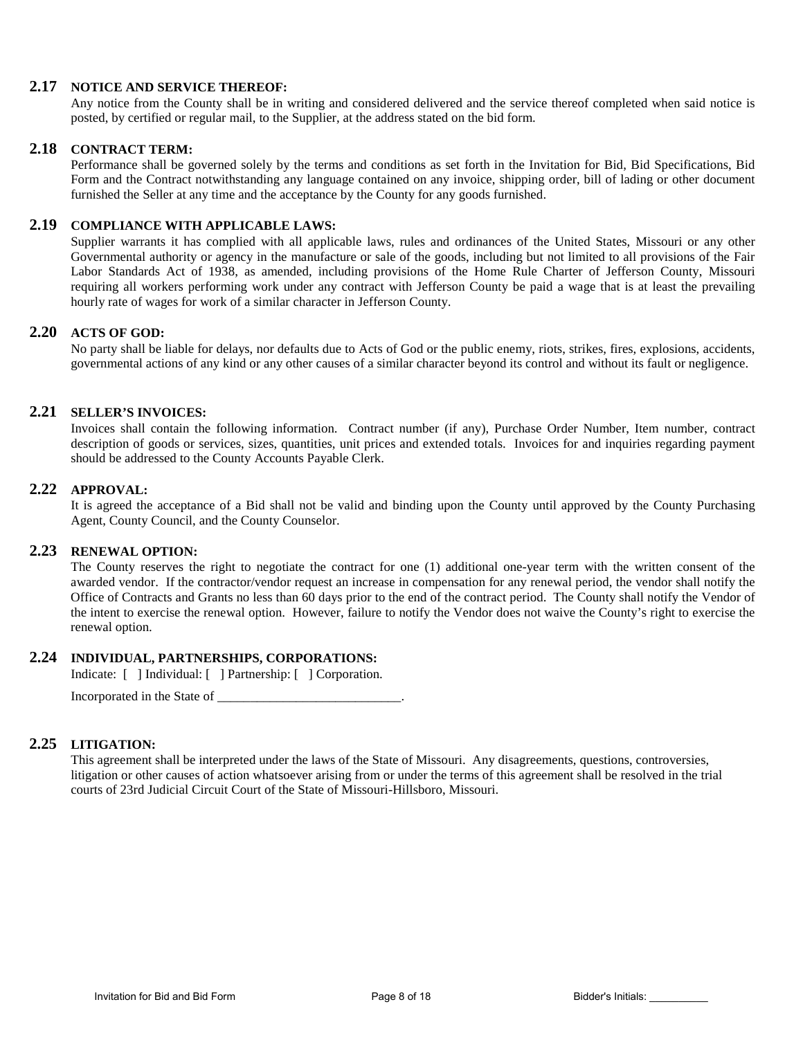## 2.17 NOTICE AND SERVICE THEREOF:

Any notice from the County shall be in writing and considered delivered and the service thereof completed when said notice is posted, by certified or regular mail, to the Supplier, at the address stated on the bid form.

## 2.18 CONTRACT TERM:

Performance shall be governed solely by the terms and conditions as set forth in the Invitation for Bid, Bid Specifications, Bid Form and the Contract notwithstanding any language contained on any invoice, shipping order, bill of lading or other document furnished the Seller at any time and the acceptance by the County for any goods furnished.

## 2.19 COMPLIANCE WITH APPLICABLE LAWS:

Supplier warrants it has complied with all applicable laws, rules and ordinances of the United States, Missouri or any other Governmental authority or agency in the manufacture or sale of the goods, including but not limited to all provisions of the Fair Labor Standards Act of 1938, as amended, including provisions of the Home Rule Charter of Jefferson County, Missouri requiring all workers performing work under any contract with Jefferson County be paid a wage that is at least the prevailing hourly rate of wages for work of a similar character in Jefferson County.

## 2.20 ACTS OF GOD:

No party shall be liable for delays, nor defaults due to Acts of God or the public enemy, riots, strikes, fires, explosions, accidents, governmental actions of any kind or any other causes of a similar character beyond its control and without its fault or negligence.

## 2.21 SELLER'S INVOICES:

Invoices shall contain the following information. Contract number (if any), Purchase Order Number, Item number, contract description of goods or services, sizes, quantities, unit prices and extended totals. Invoices for and inquiries regarding payment should be addressed to the County Accounts Payable Clerk.

## 2.22 APPROVAL:

It is agreed the acceptance of a Bid shall not be valid and binding upon the County until approved by the County Purchasing Agent, County Council, and the County Counselor.

## 2.23 RENEWAL OPTION:

The County reserves the right to negotiate the contract for one (1) additional one-year term with the written consent of the awarded vendor. If the contractor/vendor request an increase in compensation for any renewal period, the vendor shall notify the Office of Contracts and Grants no less than 60 days prior to the end of the contract period. The County shall notify the Vendor of the intent to exercise the renewal option. However, failure to notify the Vendor does not waive the County's right to exercise the renewal option.

## 2.24 INDIVIDUAL, PARTNERSHIPS, CORPORATIONS:

Indicate: [ ] Individual: [ ] Partnership: [ ] Corporation.

Incorporated in the State of ____________________________.

## 2.25 LITIGATION:

This agreement shall be interpreted under the laws of the State of Missouri. Any disagreements, questions, controversies, litigation or other causes of action whatsoever arising from or under the terms of this agreement shall be resolved in the trial courts of 23rd Judicial Circuit Court of the State of Missouri-Hillsboro, Missouri.

Bidder's Initials: __________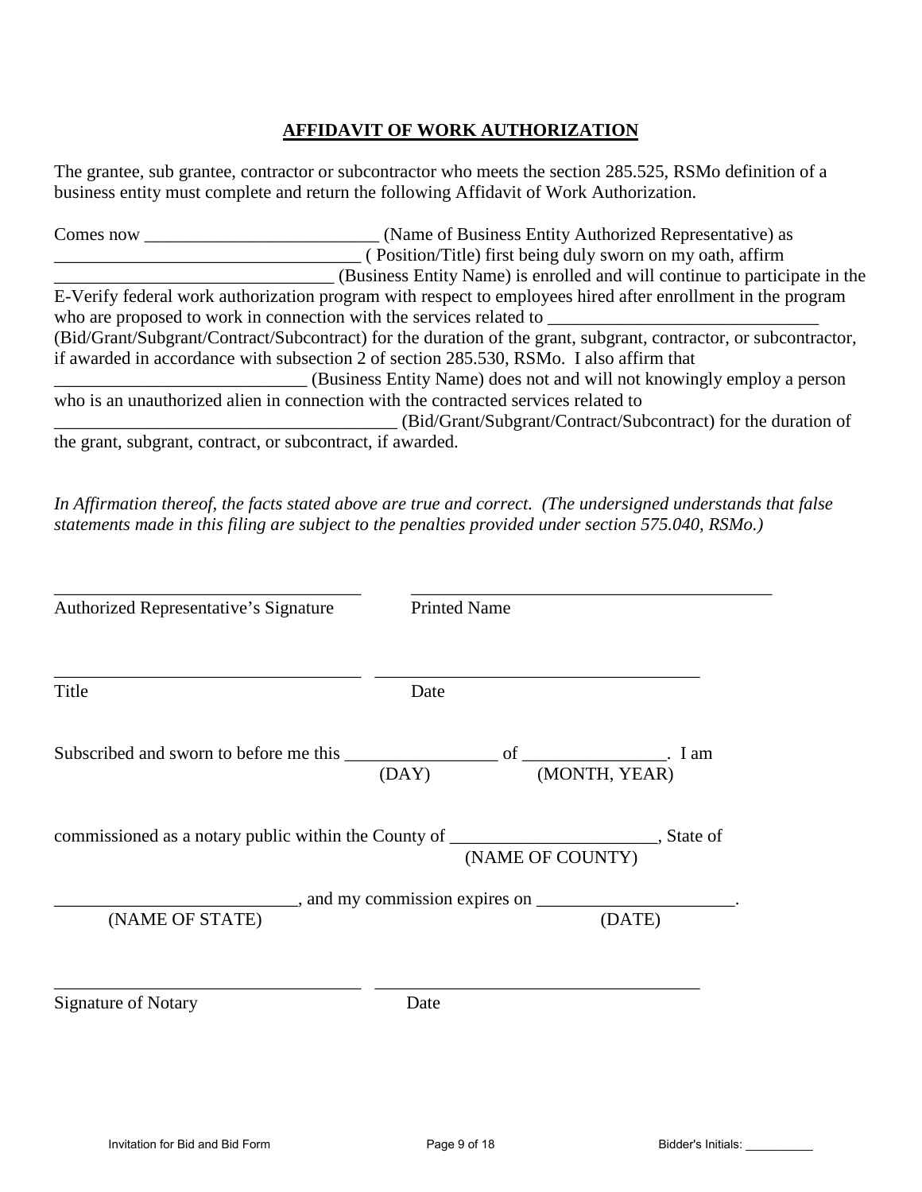## **AFFIDAVIT OF WORK AUTHORIZATION**

The grantee, sub grantee, contractor or subcontractor who meets the section 285.525, RSMo definition of a business entity must complete and return the following Affidavit of Work Authorization.

Comes now __________________________ (Name of Business Entity Authorized Representative) as __________________________________ ( Position/Title) first being duly sworn on my oath, affirm _______________________________ (Business Entity Name) is enrolled and will continue to participate in the E-Verify federal work authorization program with respect to employees hired after enrollment in the program who are proposed to work in connection with the services related to ______________________________ (Bid/Grant/Subgrant/Contract/Subcontract) for the duration of the grant, subgrant, contractor, or subcontractor, if awarded in accordance with subsection 2 of section 285.530, RSMo. I also affirm that ____________________________ (Business Entity Name) does not and will not knowingly employ a person who is an unauthorized alien in connection with the contracted services related to _______________________________________ (Bid/Grant/Subgrant/Contract/Subcontract) for the duration of the grant, subgrant, contract, or subcontract, if awarded.

*In Affirmation thereof, the facts stated above are true and correct. (The undersigned understands that false statements made in this filing are subject to the penalties provided under section 575.040, RSMo.)*

__________________________________ __________________________________________
Authorized Representative's Signature Printed Name

__________________________________ ____________________________________
Title Date

Subscribed and sworn to before me this _________________ of ________________. I am
(DAY) (MONTH, YEAR)

commissioned as a notary public within the County of _______________________, State of
(NAME OF COUNTY)

__________________________, and my commission expires on ______________________.
(NAME OF STATE) (DATE)

__________________________________ ____________________________________
Signature of Notary Date

Invitation for Bid and Bid Form Bidder's Initials: __________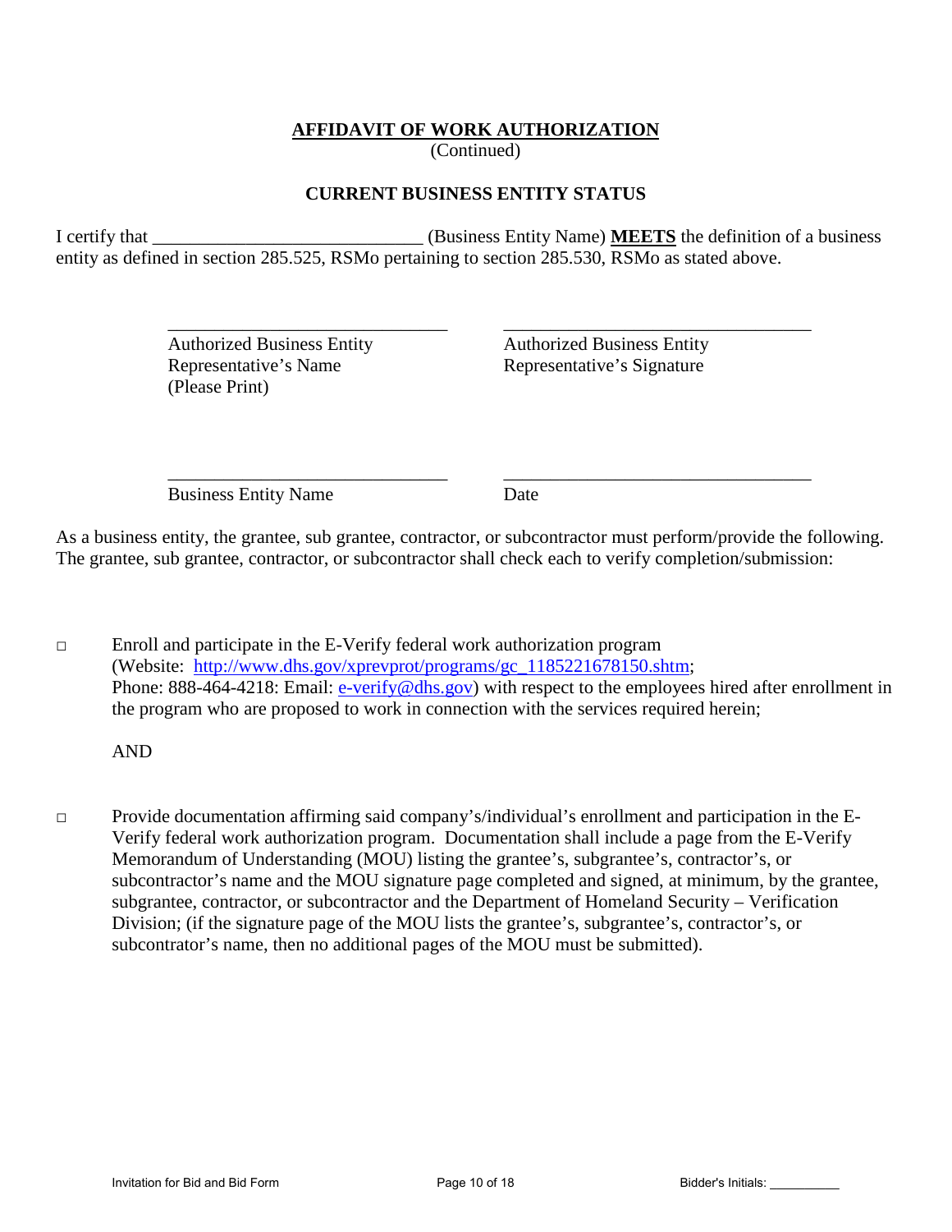**AFFIDAVIT OF WORK AUTHORIZATION**

(Continued)

**CURRENT BUSINESS ENTITY STATUS**

I certify that ______________________________ (Business Entity Name) **MEETS** the definition of a business entity as defined in section 285.525, RSMo pertaining to section 285.530, RSMo as stated above.

| ________________________________ | ________________________________ |
|---|---|
| Authorized Business Entity Representative's Name (Please Print) | Authorized Business Entity Representative's Signature |
| ________________________________ | ________________________________ |
| Business Entity Name | Date |

As a business entity, the grantee, sub grantee, contractor, or subcontractor must perform/provide the following. The grantee, sub grantee, contractor, or subcontractor shall check each to verify completion/submission:

□ Enroll and participate in the E-Verify federal work authorization program (Website: http://www.dhs.gov/xprevprot/programs/gc_1185221678150.shtm; Phone: 888-464-4218: Email: e-verify@dhs.gov) with respect to the employees hired after enrollment in the program who are proposed to work in connection with the services required herein;

AND

□ Provide documentation affirming said company's/individual's enrollment and participation in the E-Verify federal work authorization program. Documentation shall include a page from the E-Verify Memorandum of Understanding (MOU) listing the grantee's, subgrantee's, contractor's, or subcontractor's name and the MOU signature page completed and signed, at minimum, by the grantee, subgrantee, contractor, or subcontractor and the Department of Homeland Security – Verification Division; (if the signature page of the MOU lists the grantee's, subgrantee's, contractor's, or subcontrator's name, then no additional pages of the MOU must be submitted).

Bidder's Initials: __________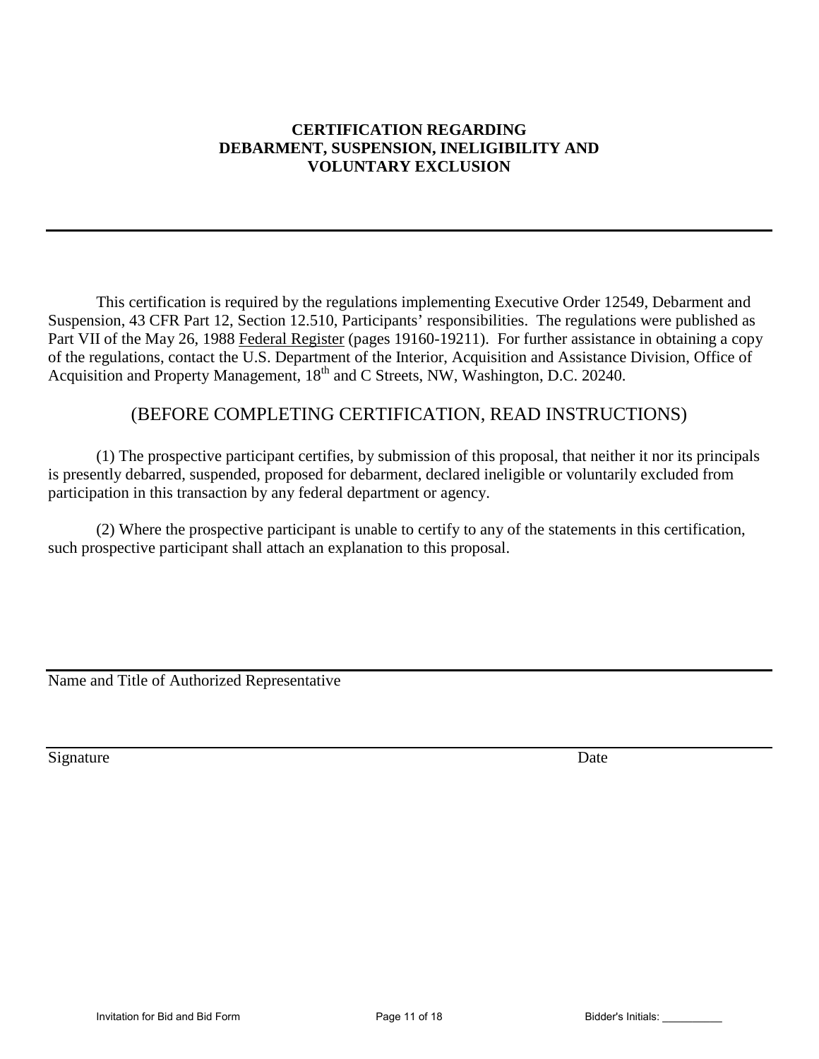**CERTIFICATION REGARDING**
**DEBARMENT, SUSPENSION, INELIGIBILITY AND**
**VOLUNTARY EXCLUSION**

---

This certification is required by the regulations implementing Executive Order 12549, Debarment and Suspension, 43 CFR Part 12, Section 12.510, Participants' responsibilities. The regulations were published as Part VII of the May 26, 1988 Federal Register (pages 19160-19211). For further assistance in obtaining a copy of the regulations, contact the U.S. Department of the Interior, Acquisition and Assistance Division, Office of Acquisition and Property Management, 18th and C Streets, NW, Washington, D.C. 20240.

(BEFORE COMPLETING CERTIFICATION, READ INSTRUCTIONS)

(1) The prospective participant certifies, by submission of this proposal, that neither it nor its principals is presently debarred, suspended, proposed for debarment, declared ineligible or voluntarily excluded from participation in this transaction by any federal department or agency.

(2) Where the prospective participant is unable to certify to any of the statements in this certification, such prospective participant shall attach an explanation to this proposal.

\_\_\_\_\_\_\_\_\_\_\_\_\_\_\_\_\_\_\_\_\_\_\_\_\_\_\_\_\_\_\_\_\_\_\_\_\_\_\_\_\_\_\_\_\_\_\_\_\_\_\_\_\_\_\_\_\_\_\_\_
Name and Title of Authorized Representative

\_\_\_\_\_\_\_\_\_\_\_\_\_\_\_\_\_\_\_\_\_\_\_\_\_\_\_\_\_\_\_\_\_\_\_\_\_\_\_\_\_\_\_\_\_\_\_\_\_\_\_\_\_\_\_\_\_\_\_\_
Signature Date

Bidder's Initials: \_\_\_\_\_\_\_\_\_\_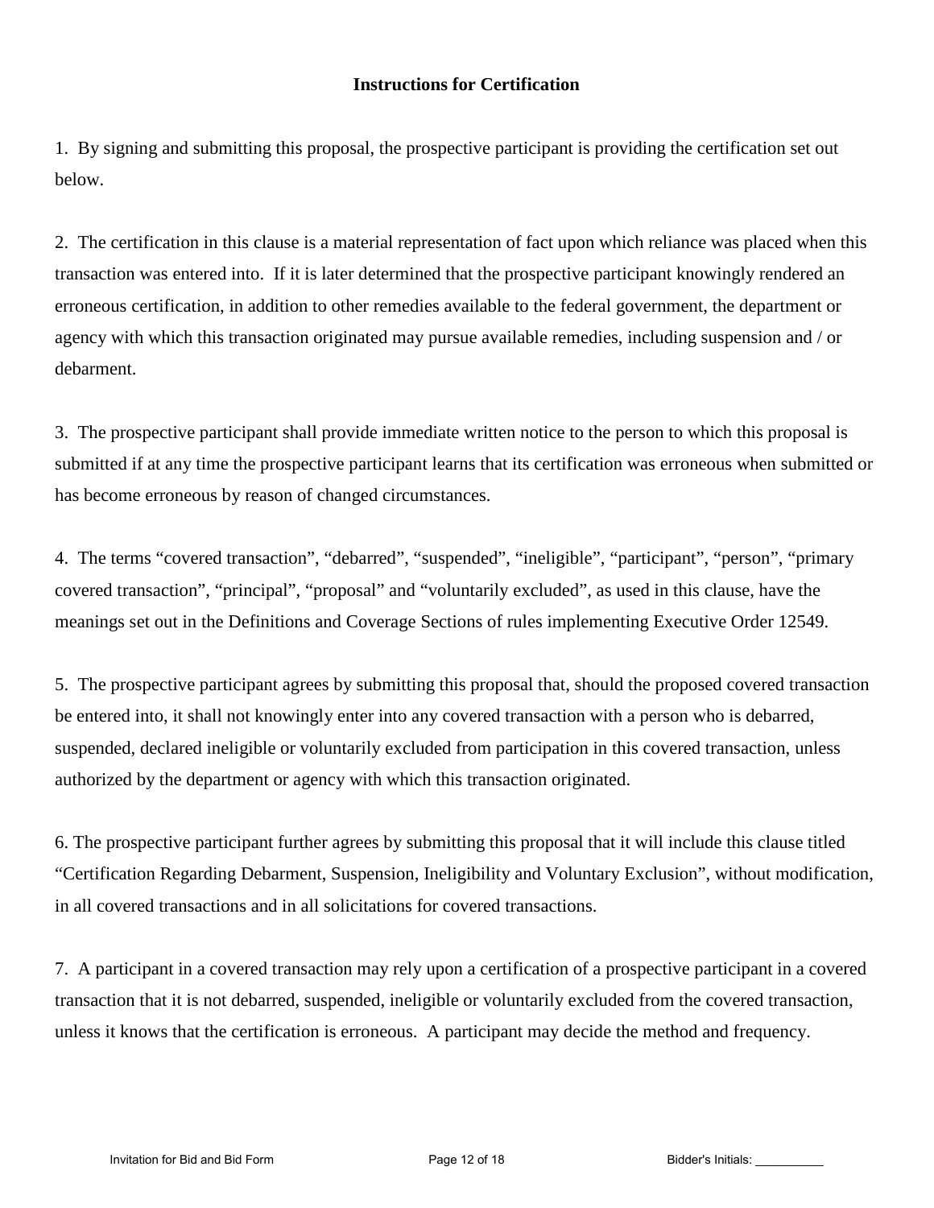**Instructions for Certification**

1. By signing and submitting this proposal, the prospective participant is providing the certification set out below.

2. The certification in this clause is a material representation of fact upon which reliance was placed when this transaction was entered into. If it is later determined that the prospective participant knowingly rendered an erroneous certification, in addition to other remedies available to the federal government, the department or agency with which this transaction originated may pursue available remedies, including suspension and / or debarment.

3. The prospective participant shall provide immediate written notice to the person to which this proposal is submitted if at any time the prospective participant learns that its certification was erroneous when submitted or has become erroneous by reason of changed circumstances.

4. The terms "covered transaction", "debarred", "suspended", "ineligible", "participant", "person", "primary covered transaction", "principal", "proposal" and "voluntarily excluded", as used in this clause, have the meanings set out in the Definitions and Coverage Sections of rules implementing Executive Order 12549.

5. The prospective participant agrees by submitting this proposal that, should the proposed covered transaction be entered into, it shall not knowingly enter into any covered transaction with a person who is debarred, suspended, declared ineligible or voluntarily excluded from participation in this covered transaction, unless authorized by the department or agency with which this transaction originated.

6. The prospective participant further agrees by submitting this proposal that it will include this clause titled "Certification Regarding Debarment, Suspension, Ineligibility and Voluntary Exclusion", without modification, in all covered transactions and in all solicitations for covered transactions.

7. A participant in a covered transaction may rely upon a certification of a prospective participant in a covered transaction that it is not debarred, suspended, ineligible or voluntarily excluded from the covered transaction, unless it knows that the certification is erroneous. A participant may decide the method and frequency.

Bidder's Initials: __________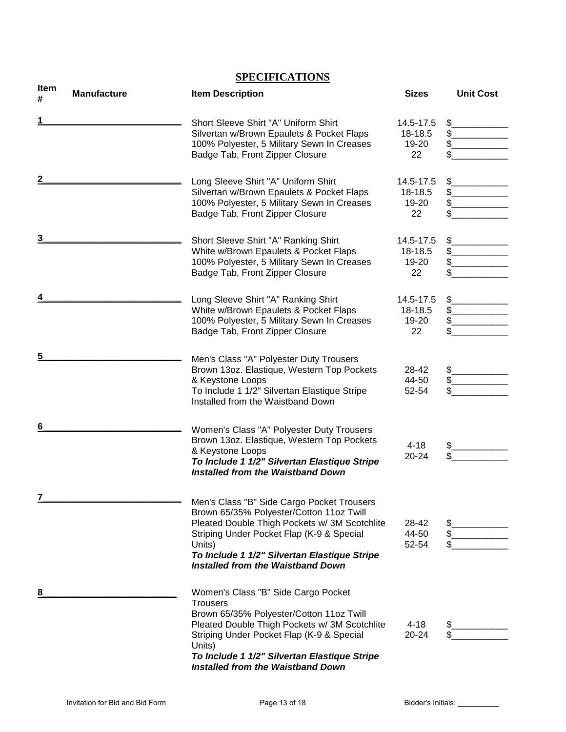## SPECIFICATIONS

| Item # | Manufacture | Item Description | Sizes | Unit Cost |
|---|---|---|---|---|
| 1 | ___________________________ | Short Sleeve Shirt "A" Uniform Shirt<br>Silvertan w/Brown Epaulets & Pocket Flaps<br>100% Polyester, 5 Military Sewn In Creases<br>Badge Tab, Front Zipper Closure | 14.5-17.5<br>18-18.5<br>19-20<br>22 | $___________<br>$___________<br>$___________<br>$___________ |
| 2 | ___________________________ | Long Sleeve Shirt "A" Uniform Shirt<br>Silvertan w/Brown Epaulets & Pocket Flaps<br>100% Polyester, 5 Military Sewn In Creases<br>Badge Tab, Front Zipper Closure | 14.5-17.5<br>18-18.5<br>19-20<br>22 | $___________<br>$___________<br>$___________<br>$___________ |
| 3 | ___________________________ | Short Sleeve Shirt "A" Ranking Shirt<br>White w/Brown Epaulets & Pocket Flaps<br>100% Polyester, 5 Military Sewn In Creases<br>Badge Tab, Front Zipper Closure | 14.5-17.5<br>18-18.5<br>19-20<br>22 | $___________<br>$___________<br>$___________<br>$___________ |
| 4 | ___________________________ | Long Sleeve Shirt "A" Ranking Shirt<br>White w/Brown Epaulets & Pocket Flaps<br>100% Polyester, 5 Military Sewn In Creases<br>Badge Tab, Front Zipper Closure | 14.5-17.5<br>18-18.5<br>19-20<br>22 | $___________<br>$___________<br>$___________<br>$___________ |
| 5 | ___________________________ | Men's Class "A" Polyester Duty Trousers<br>Brown 13oz. Elastique, Western Top Pockets<br>& Keystone Loops<br>To Include 1 1/2" Silvertan Elastique Stripe<br>Installed from the Waistband Down | 28-42<br>44-50<br>52-54 | $___________<br>$___________<br>$___________ |
| 6 | ___________________________ | Women's Class "A" Polyester Duty Trousers<br>Brown 13oz. Elastique, Western Top Pockets<br>& Keystone Loops<br>***To Include 1 1/2" Silvertan Elastique Stripe Installed from the Waistband Down*** | 4-18<br>20-24 | $___________<br>$___________ |
| 7 | ___________________________ | Men's Class "B" Side Cargo Pocket Trousers<br>Brown 65/35% Polyester/Cotton 11oz Twill<br>Pleated Double Thigh Pockets w/ 3M Scotchlite<br>Striping Under Pocket Flap (K-9 & Special Units)<br>***To Include 1 1/2" Silvertan Elastique Stripe Installed from the Waistband Down*** | 28-42<br>44-50<br>52-54 | $___________<br>$___________<br>$___________ |
| 8 | ___________________________ | Women's Class "B" Side Cargo Pocket Trousers<br>Brown 65/35% Polyester/Cotton 11oz Twill<br>Pleated Double Thigh Pockets w/ 3M Scotchlite<br>Striping Under Pocket Flap (K-9 & Special Units)<br>***To Include 1 1/2" Silvertan Elastique Stripe Installed from the Waistband Down*** | 4-18<br>20-24 | $___________<br>$___________ |

Bidder's Initials: __________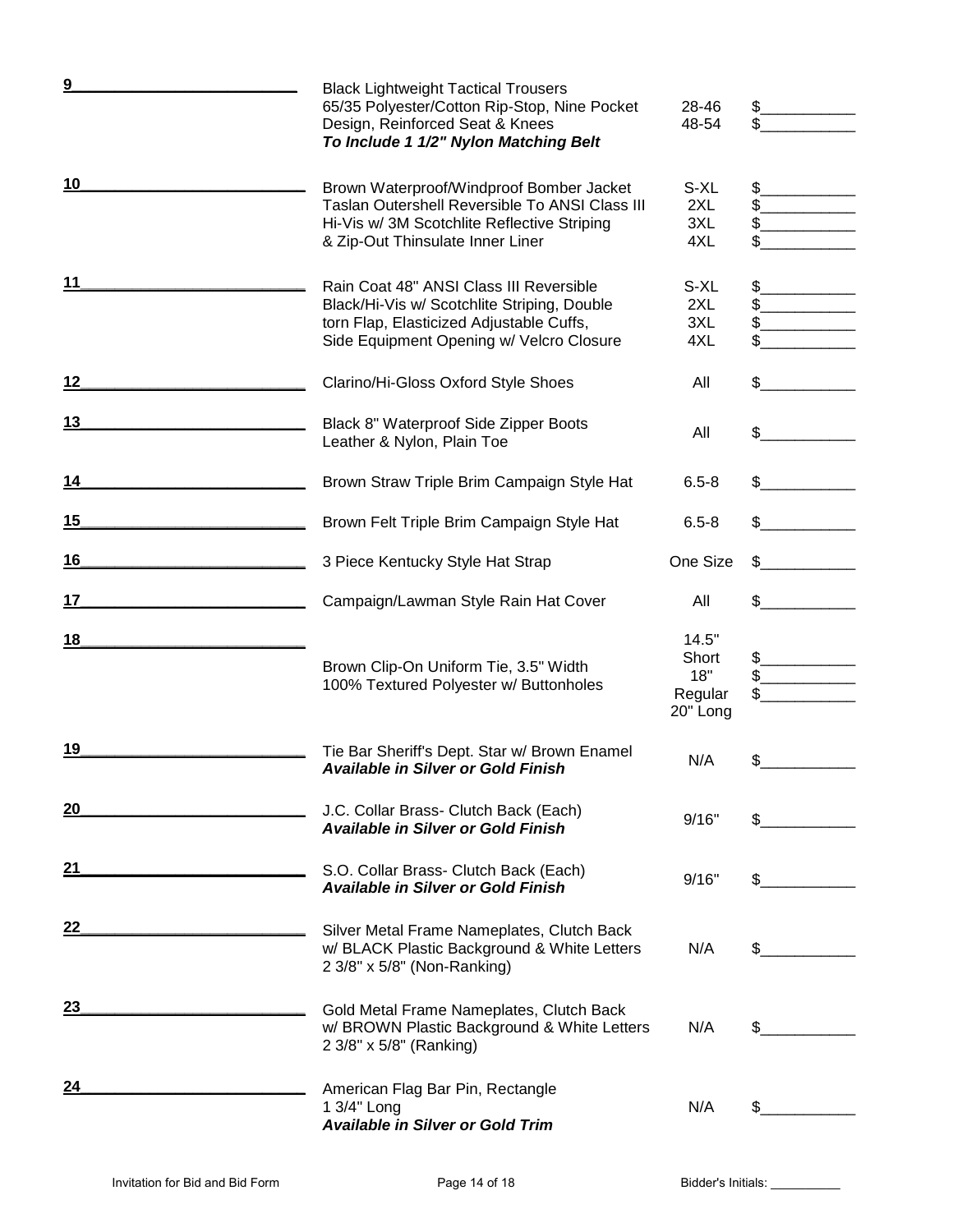| | | | |
|---|---|---|---|
| 9________________________ | Black Lightweight Tactical Trousers<br>65/35 Polyester/Cotton Rip-Stop, Nine Pocket Design, Reinforced Seat & Knees<br>***To Include 1 1/2" Nylon Matching Belt*** | 28-46<br>48-54 | $__________<br>$__________ |
| 10________________________ | Brown Waterproof/Windproof Bomber Jacket Taslan Outershell Reversible To ANSI Class III Hi-Vis w/ 3M Scotchlite Reflective Striping & Zip-Out Thinsulate Inner Liner | S-XL<br>2XL<br>3XL<br>4XL | $__________<br>$__________<br>$__________<br>$__________ |
| 11________________________ | Rain Coat 48" ANSI Class III Reversible Black/Hi-Vis w/ Scotchlite Striping, Double torn Flap, Elasticized Adjustable Cuffs, Side Equipment Opening w/ Velcro Closure | S-XL<br>2XL<br>3XL<br>4XL | $__________<br>$__________<br>$__________<br>$__________ |
| 12________________________ | Clarino/Hi-Gloss Oxford Style Shoes | All | $__________ |
| 13________________________ | Black 8" Waterproof Side Zipper Boots<br>Leather & Nylon, Plain Toe | All | $__________ |
| 14________________________ | Brown Straw Triple Brim Campaign Style Hat | 6.5-8 | $__________ |
| 15________________________ | Brown Felt Triple Brim Campaign Style Hat | 6.5-8 | $__________ |
| 16________________________ | 3 Piece Kentucky Style Hat Strap | One Size | $__________ |
| 17________________________ | Campaign/Lawman Style Rain Hat Cover | All | $__________ |
| 18________________________ | Brown Clip-On Uniform Tie, 3.5" Width<br>100% Textured Polyester w/ Buttonholes | 14.5" Short<br>18" Regular<br>20" Long | $__________<br>$__________<br>$__________ |
| 19________________________ | Tie Bar Sheriff's Dept. Star w/ Brown Enamel<br>***Available in Silver or Gold Finish*** | N/A | $__________ |
| 20________________________ | J.C. Collar Brass- Clutch Back (Each)<br>***Available in Silver or Gold Finish*** | 9/16" | $__________ |
| 21________________________ | S.O. Collar Brass- Clutch Back (Each)<br>***Available in Silver or Gold Finish*** | 9/16" | $__________ |
| 22________________________ | Silver Metal Frame Nameplates, Clutch Back w/ BLACK Plastic Background & White Letters 2 3/8" x 5/8" (Non-Ranking) | N/A | $__________ |
| 23________________________ | Gold Metal Frame Nameplates, Clutch Back w/ BROWN Plastic Background & White Letters 2 3/8" x 5/8" (Ranking) | N/A | $__________ |
| 24________________________ | American Flag Bar Pin, Rectangle<br>1 3/4" Long<br>***Available in Silver or Gold Trim*** | N/A | $__________ |

Invitation for Bid and Bid Form Bidder's Initials: __________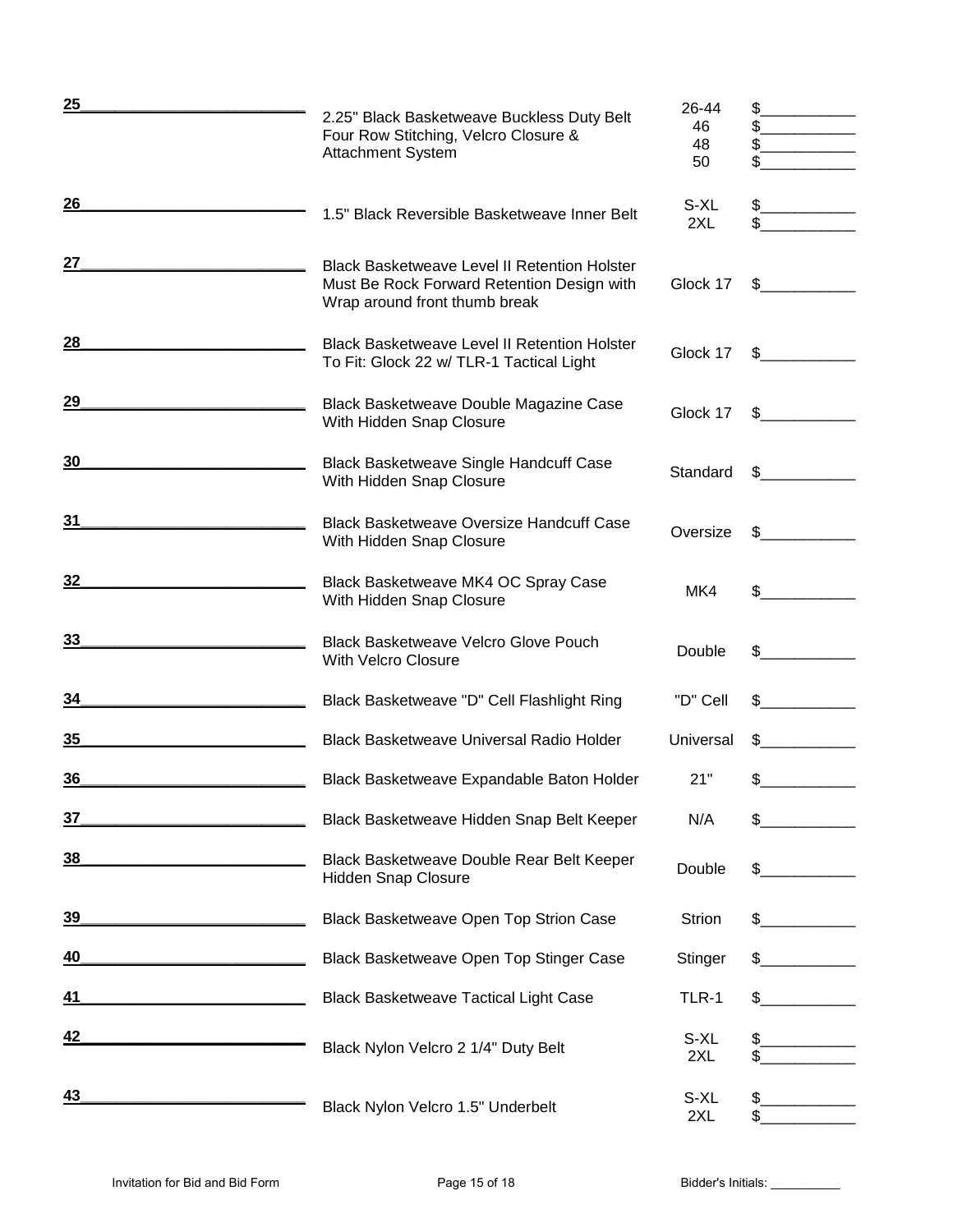| Item | Description | Size | Price |
|---|---|---|---|
| 25___ | 2.25" Black Basketweave Buckless Duty Belt Four Row Stitching, Velcro Closure & Attachment System | 26-44 | $___ |
| | | 46 | $___ |
| | | 48 | $___ |
| | | 50 | $___ |
| 26___ | 1.5" Black Reversible Basketweave Inner Belt | S-XL | $___ |
| | | 2XL | $___ |
| 27___ | Black Basketweave Level II Retention Holster Must Be Rock Forward Retention Design with Wrap around front thumb break | Glock 17 | $___ |
| 28___ | Black Basketweave Level II Retention Holster To Fit: Glock 22 w/ TLR-1 Tactical Light | Glock 17 | $___ |
| 29___ | Black Basketweave Double Magazine Case With Hidden Snap Closure | Glock 17 | $___ |
| 30___ | Black Basketweave Single Handcuff Case With Hidden Snap Closure | Standard | $___ |
| 31___ | Black Basketweave Oversize Handcuff Case With Hidden Snap Closure | Oversize | $___ |
| 32___ | Black Basketweave MK4 OC Spray Case With Hidden Snap Closure | MK4 | $___ |
| 33___ | Black Basketweave Velcro Glove Pouch With Velcro Closure | Double | $___ |
| 34___ | Black Basketweave "D" Cell Flashlight Ring | "D" Cell | $___ |
| 35___ | Black Basketweave Universal Radio Holder | Universal | $___ |
| 36___ | Black Basketweave Expandable Baton Holder | 21" | $___ |
| 37___ | Black Basketweave Hidden Snap Belt Keeper | N/A | $___ |
| 38___ | Black Basketweave Double Rear Belt Keeper Hidden Snap Closure | Double | $___ |
| 39___ | Black Basketweave Open Top Strion Case | Strion | $___ |
| 40___ | Black Basketweave Open Top Stinger Case | Stinger | $___ |
| 41___ | Black Basketweave Tactical Light Case | TLR-1 | $___ |
| 42___ | Black Nylon Velcro 2 1/4" Duty Belt | S-XL | $___ |
| | | 2XL | $___ |
| 43___ | Black Nylon Velcro 1.5" Underbelt | S-XL | $___ |
| | | 2XL | $___ |

Bidder's Initials: ___________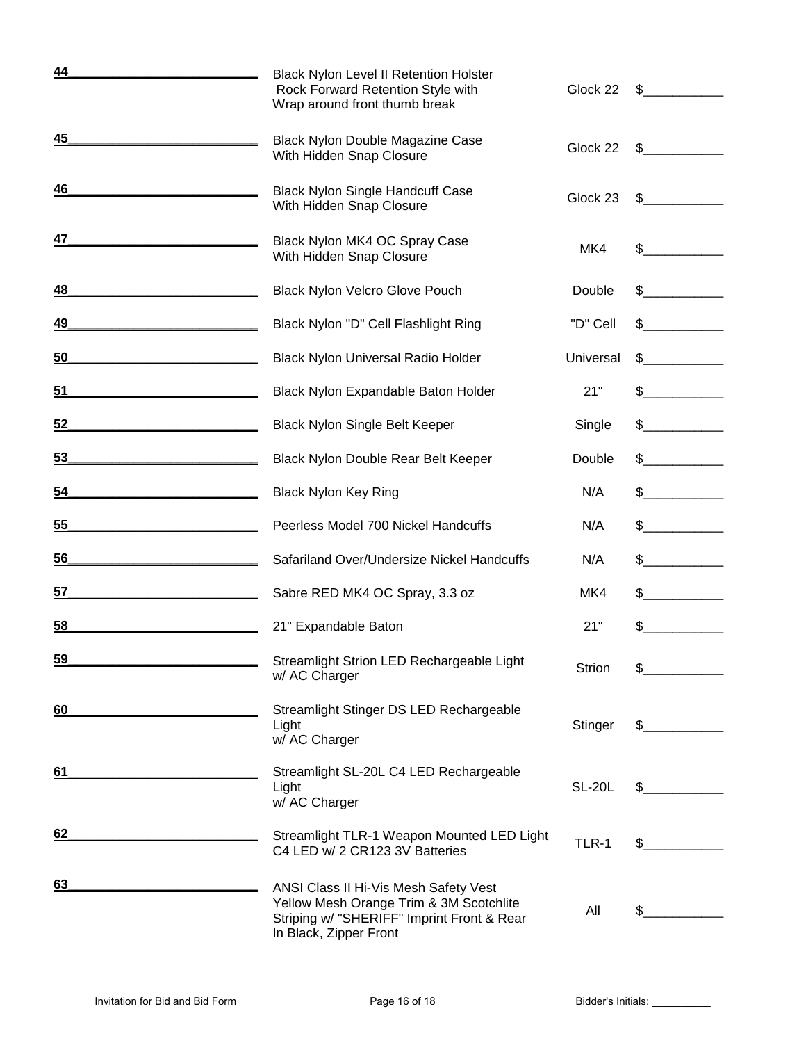| Item | Description | Model/Size | Price |
|---|---|---|---|
| 44 | Black Nylon Level II Retention Holster Rock Forward Retention Style with Wrap around front thumb break | Glock 22 | $__________ |
| 45 | Black Nylon Double Magazine Case With Hidden Snap Closure | Glock 22 | $__________ |
| 46 | Black Nylon Single Handcuff Case With Hidden Snap Closure | Glock 23 | $__________ |
| 47 | Black Nylon MK4 OC Spray Case With Hidden Snap Closure | MK4 | $__________ |
| 48 | Black Nylon Velcro Glove Pouch | Double | $__________ |
| 49 | Black Nylon "D" Cell Flashlight Ring | "D" Cell | $__________ |
| 50 | Black Nylon Universal Radio Holder | Universal | $__________ |
| 51 | Black Nylon Expandable Baton Holder | 21" | $__________ |
| 52 | Black Nylon Single Belt Keeper | Single | $__________ |
| 53 | Black Nylon Double Rear Belt Keeper | Double | $__________ |
| 54 | Black Nylon Key Ring | N/A | $__________ |
| 55 | Peerless Model 700 Nickel Handcuffs | N/A | $__________ |
| 56 | Safariland Over/Undersize Nickel Handcuffs | N/A | $__________ |
| 57 | Sabre RED MK4 OC Spray, 3.3 oz | MK4 | $__________ |
| 58 | 21" Expandable Baton | 21" | $__________ |
| 59 | Streamlight Strion LED Rechargeable Light w/ AC Charger | Strion | $__________ |
| 60 | Streamlight Stinger DS LED Rechargeable Light w/ AC Charger | Stinger | $__________ |
| 61 | Streamlight SL-20L C4 LED Rechargeable Light w/ AC Charger | SL-20L | $__________ |
| 62 | Streamlight TLR-1 Weapon Mounted LED Light C4 LED w/ 2 CR123 3V Batteries | TLR-1 | $__________ |
| 63 | ANSI Class II Hi-Vis Mesh Safety Vest Yellow Mesh Orange Trim & 3M Scotchlite Striping w/ "SHERIFF" Imprint Front & Rear In Black, Zipper Front | All | $__________ |

Bidder's Initials: __________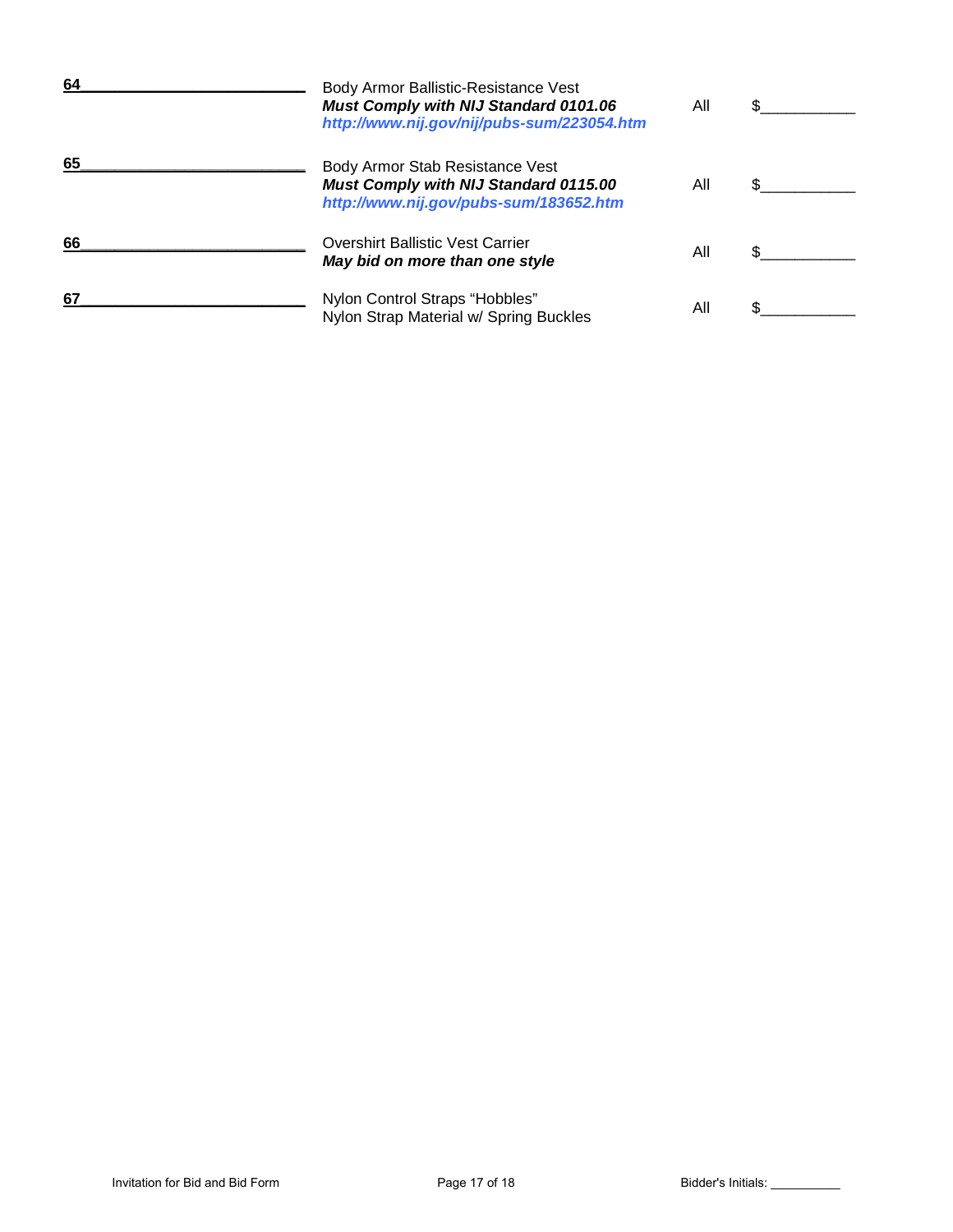| | | | |
|---|---|---|---|
| **64**\_\_\_\_\_\_\_\_\_\_\_\_\_\_\_\_\_\_\_\_\_\_\_\_\_ | Body Armor Ballistic-Resistance Vest<br>***Must Comply with NIJ Standard 0101.06***<br>***http://www.nij.gov/nij/pubs-sum/223054.htm*** | All | $\_\_\_\_\_\_\_\_\_\_\_ |
| **65**\_\_\_\_\_\_\_\_\_\_\_\_\_\_\_\_\_\_\_\_\_\_\_\_\_ | Body Armor Stab Resistance Vest<br>***Must Comply with NIJ Standard 0115.00***<br>***http://www.nij.gov/pubs-sum/183652.htm*** | All | $\_\_\_\_\_\_\_\_\_\_\_ |
| **66**\_\_\_\_\_\_\_\_\_\_\_\_\_\_\_\_\_\_\_\_\_\_\_\_\_ | Overshirt Ballistic Vest Carrier<br>***May bid on more than one style*** | All | $\_\_\_\_\_\_\_\_\_\_\_ |
| **67**\_\_\_\_\_\_\_\_\_\_\_\_\_\_\_\_\_\_\_\_\_\_\_\_\_ | Nylon Control Straps "Hobbles"<br>Nylon Strap Material w/ Spring Buckles | All | $\_\_\_\_\_\_\_\_\_\_\_ |

Invitation for Bid and Bid Form

Bidder's Initials: \_\_\_\_\_\_\_\_\_\_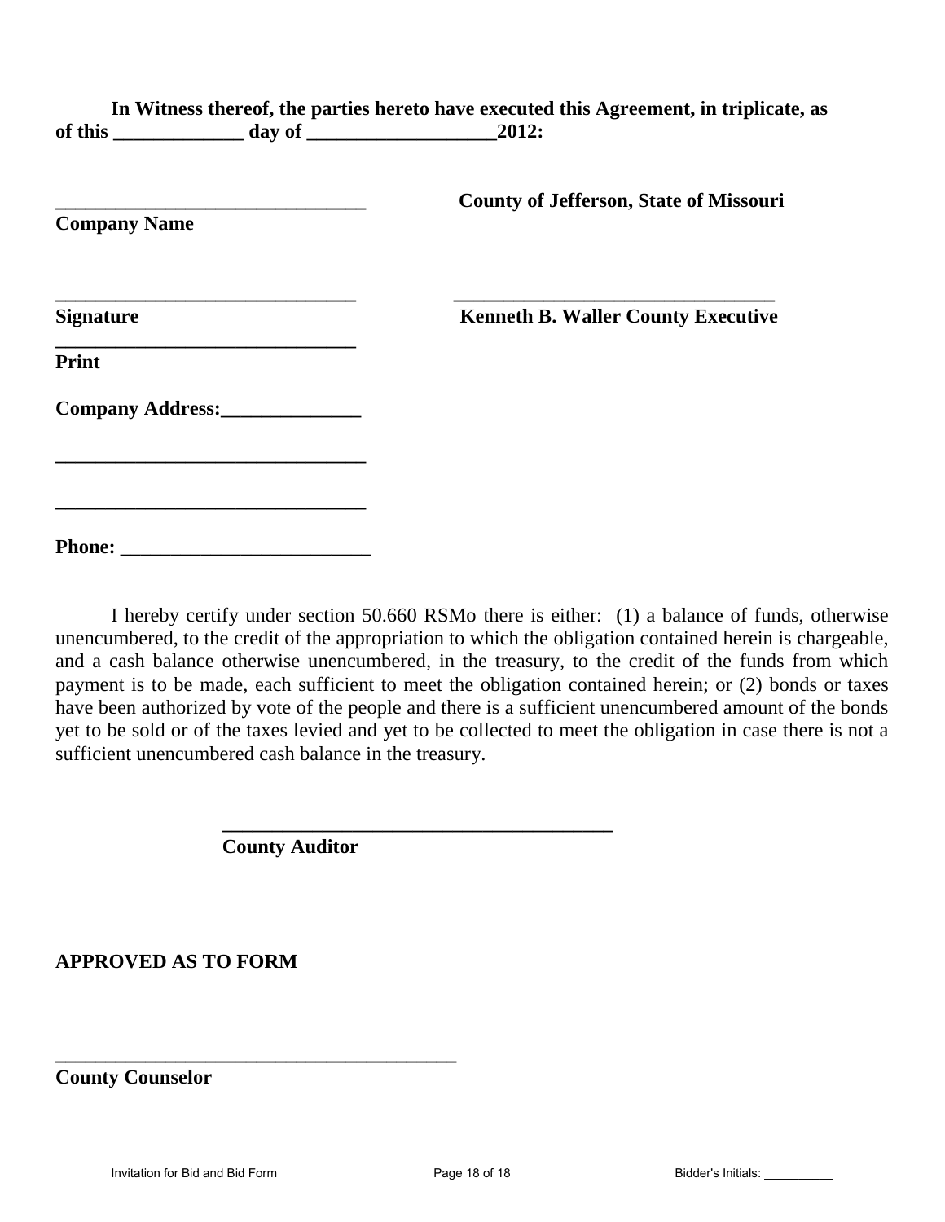**In Witness thereof, the parties hereto have executed this Agreement, in triplicate, as of this _____________ day of ___________________2012:**

| | |
|---|---|
| _______________________________ | **County of Jefferson, State of Missouri** |
| **Company Name** | |
| _______________________________ | _______________________________ |
| **Signature** | **Kenneth B. Waller County Executive** |
| _______________________________ | |
| **Print** | |

**Company Address:**______________

_______________________________

_______________________________

**Phone:** _________________________

I hereby certify under section 50.660 RSMo there is either: (1) a balance of funds, otherwise unencumbered, to the credit of the appropriation to which the obligation contained herein is chargeable, and a cash balance otherwise unencumbered, in the treasury, to the credit of the funds from which payment is to be made, each sufficient to meet the obligation contained herein; or (2) bonds or taxes have been authorized by vote of the people and there is a sufficient unencumbered amount of the bonds yet to be sold or of the taxes levied and yet to be collected to meet the obligation in case there is not a sufficient unencumbered cash balance in the treasury.

_______________________________________
**County Auditor**

**APPROVED AS TO FORM**

_________________________________________
**County Counselor**

Bidder's Initials: __________